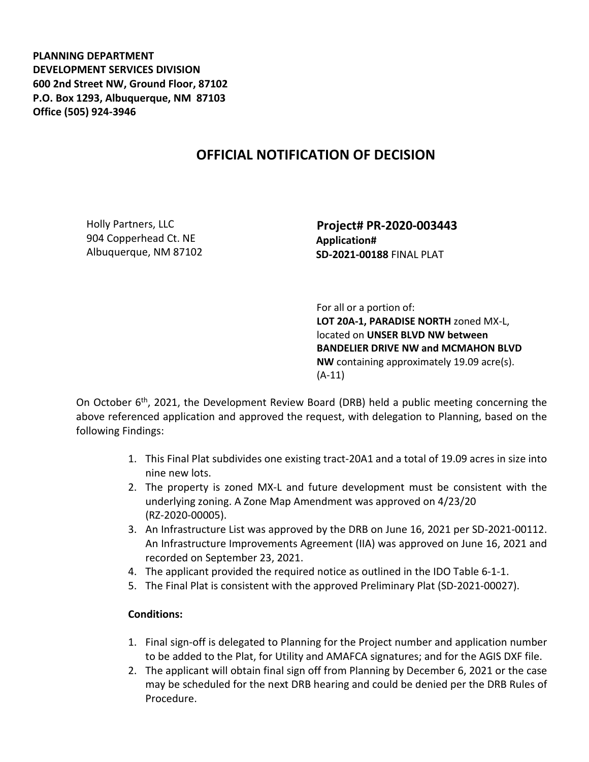**PLANNING DEPARTMENT**
**DEVELOPMENT SERVICES DIVISION**
**600 2nd Street NW, Ground Floor, 87102**
**P.O. Box 1293, Albuquerque, NM 87103**
**Office (505) 924-3946**

# OFFICIAL NOTIFICATION OF DECISION

Holly Partners, LLC
904 Copperhead Ct. NE
Albuquerque, NM 87102

**Project# PR-2020-003443**
**Application#**
**SD-2021-00188** FINAL PLAT

For all or a portion of:
**LOT 20A-1, PARADISE NORTH** zoned MX-L, located on **UNSER BLVD NW between BANDELIER DRIVE NW and MCMAHON BLVD NW** containing approximately 19.09 acre(s). (A-11)

On October 6th, 2021, the Development Review Board (DRB) held a public meeting concerning the above referenced application and approved the request, with delegation to Planning, based on the following Findings:

1. This Final Plat subdivides one existing tract-20A1 and a total of 19.09 acres in size into nine new lots.
2. The property is zoned MX-L and future development must be consistent with the underlying zoning. A Zone Map Amendment was approved on 4/23/20 (RZ-2020-00005).
3. An Infrastructure List was approved by the DRB on June 16, 2021 per SD-2021-00112. An Infrastructure Improvements Agreement (IIA) was approved on June 16, 2021 and recorded on September 23, 2021.
4. The applicant provided the required notice as outlined in the IDO Table 6-1-1.
5. The Final Plat is consistent with the approved Preliminary Plat (SD-2021-00027).

**Conditions:**

1. Final sign-off is delegated to Planning for the Project number and application number to be added to the Plat, for Utility and AMAFCA signatures; and for the AGIS DXF file.
2. The applicant will obtain final sign off from Planning by December 6, 2021 or the case may be scheduled for the next DRB hearing and could be denied per the DRB Rules of Procedure.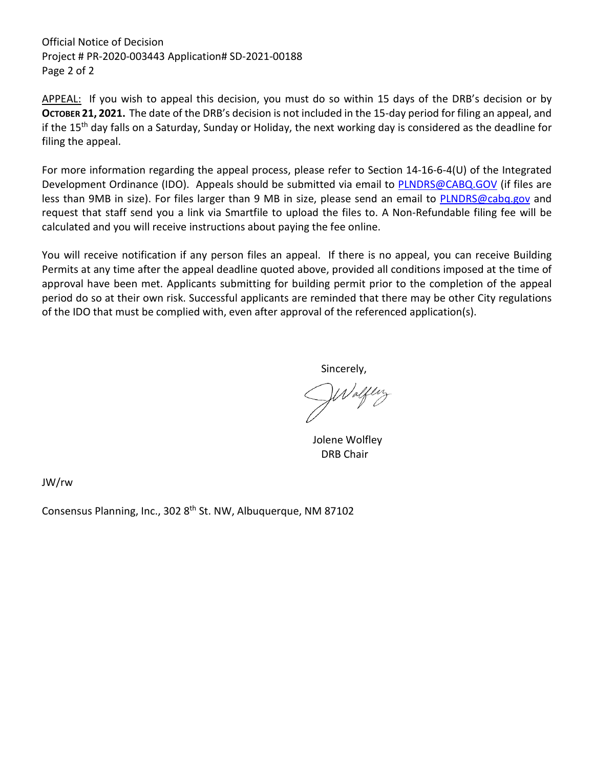APPEAL: If you wish to appeal this decision, you must do so within 15 days of the DRB's decision or by **OCTOBER 21, 2021.** The date of the DRB's decision is not included in the 15-day period for filing an appeal, and if the 15th day falls on a Saturday, Sunday or Holiday, the next working day is considered as the deadline for filing the appeal.

For more information regarding the appeal process, please refer to Section 14-16-6-4(U) of the Integrated Development Ordinance (IDO). Appeals should be submitted via email to PLNDRS@CABQ.GOV (if files are less than 9MB in size). For files larger than 9 MB in size, please send an email to PLNDRS@cabq.gov and request that staff send you a link via Smartfile to upload the files to. A Non-Refundable filing fee will be calculated and you will receive instructions about paying the fee online.

You will receive notification if any person files an appeal. If there is no appeal, you can receive Building Permits at any time after the appeal deadline quoted above, provided all conditions imposed at the time of approval have been met. Applicants submitting for building permit prior to the completion of the appeal period do so at their own risk. Successful applicants are reminded that there may be other City regulations of the IDO that must be complied with, even after approval of the referenced application(s).

Sincerely,

Jolene Wolfley
DRB Chair

JW/rw

Consensus Planning, Inc., 302 8th St. NW, Albuquerque, NM 87102